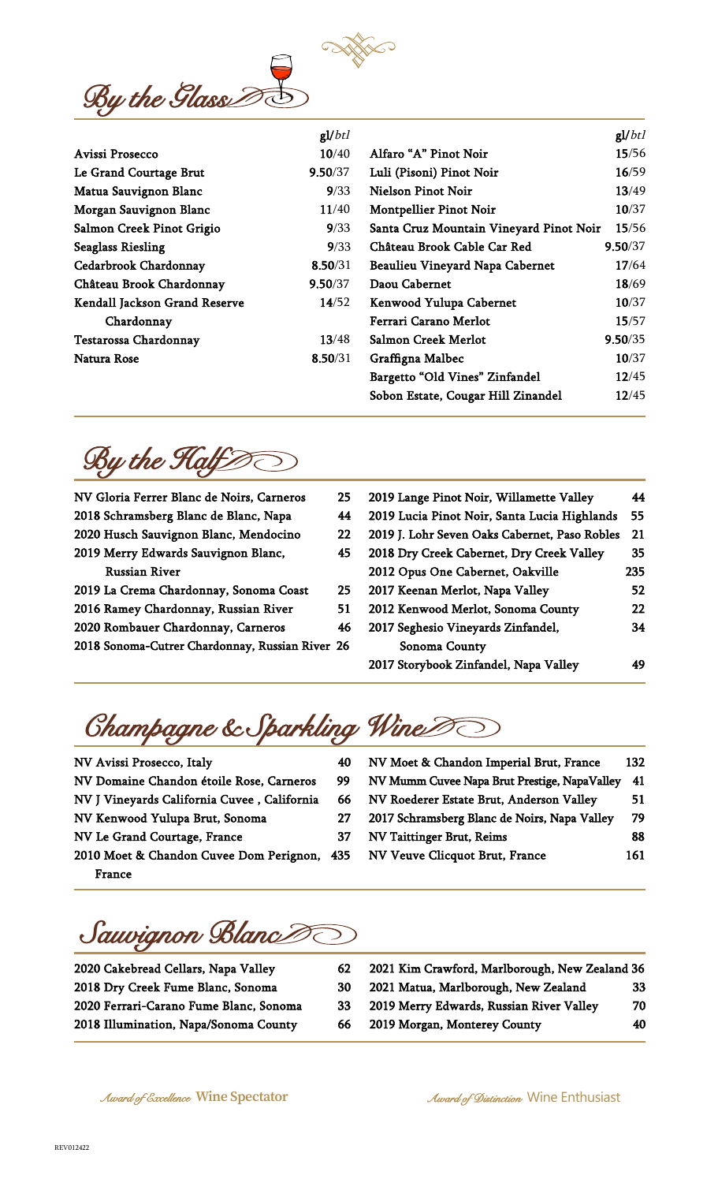# By the Glass

| | gl/btl |
|---|---|
| Avissi Prosecco | 10/40 |
| Le Grand Courtage Brut | 9.50/37 |
| Matua Sauvignon Blanc | 9/33 |
| Morgan Sauvignon Blanc | 11/40 |
| Salmon Creek Pinot Grigio | 9/33 |
| Seaglass Riesling | 9/33 |
| Cedarbrook Chardonnay | 8.50/31 |
| Château Brook Chardonnay | 9.50/37 |
| Kendall Jackson Grand Reserve Chardonnay | 14/52 |
| Testarossa Chardonnay | 13/48 |
| Natura Rose | 8.50/31 |
| Alfaro "A" Pinot Noir | 15/56 |
| Luli (Pisoni) Pinot Noir | 16/59 |
| Nielson Pinot Noir | 13/49 |
| Montpellier Pinot Noir | 10/37 |
| Santa Cruz Mountain Vineyard Pinot Noir | 15/56 |
| Château Brook Cable Car Red | 9.50/37 |
| Beaulieu Vineyard Napa Cabernet | 17/64 |
| Daou Cabernet | 18/69 |
| Kenwood Yulupa Cabernet | 10/37 |
| Ferrari Carano Merlot | 15/57 |
| Salmon Creek Merlot | 9.50/35 |
| Graffigna Malbec | 10/37 |
| Bargetto "Old Vines" Zinfandel | 12/45 |
| Sobon Estate, Cougar Hill Zinandel | 12/45 |

# By the Half

| | |
|---|---|
| NV Gloria Ferrer Blanc de Noirs, Carneros | 25 |
| 2018 Schramsberg Blanc de Blanc, Napa | 44 |
| 2020 Husch Sauvignon Blanc, Mendocino | 22 |
| 2019 Merry Edwards Sauvignon Blanc, Russian River | 45 |
| 2019 La Crema Chardonnay, Sonoma Coast | 25 |
| 2016 Ramey Chardonnay, Russian River | 51 |
| 2020 Rombauer Chardonnay, Carneros | 46 |
| 2018 Sonoma-Cutrer Chardonnay, Russian River | 26 |
| 2019 Lange Pinot Noir, Willamette Valley | 44 |
| 2019 Lucia Pinot Noir, Santa Lucia Highlands | 55 |
| 2019 J. Lohr Seven Oaks Cabernet, Paso Robles | 21 |
| 2018 Dry Creek Cabernet, Dry Creek Valley | 35 |
| 2012 Opus One Cabernet, Oakville | 235 |
| 2017 Keenan Merlot, Napa Valley | 52 |
| 2012 Kenwood Merlot, Sonoma County | 22 |
| 2017 Seghesio Vineyards Zinfandel, Sonoma County | 34 |
| 2017 Storybook Zinfandel, Napa Valley | 49 |

# Champagne & Sparkling Wine

| | |
|---|---|
| NV Avissi Prosecco, Italy | 40 |
| NV Domaine Chandon étoile Rose, Carneros | 99 |
| NV J Vineyards California Cuvee , California | 66 |
| NV Kenwood Yulupa Brut, Sonoma | 27 |
| NV Le Grand Courtage, France | 37 |
| 2010 Moet & Chandon Cuvee Dom Perignon, France | 435 |
| NV Moet & Chandon Imperial Brut, France | 132 |
| NV Mumm Cuvee Napa Brut Prestige, NapaValley | 41 |
| NV Roederer Estate Brut, Anderson Valley | 51 |
| 2017 Schramsberg Blanc de Noirs, Napa Valley | 79 |
| NV Taittinger Brut, Reims | 88 |
| NV Veuve Clicquot Brut, France | 161 |

# Sauvignon Blanc

| | |
|---|---|
| 2020 Cakebread Cellars, Napa Valley | 62 |
| 2018 Dry Creek Fume Blanc, Sonoma | 30 |
| 2020 Ferrari-Carano Fume Blanc, Sonoma | 33 |
| 2018 Illumination, Napa/Sonoma County | 66 |
| 2021 Kim Crawford, Marlborough, New Zealand | 36 |
| 2021 Matua, Marlborough, New Zealand | 33 |
| 2019 Merry Edwards, Russian River Valley | 70 |
| 2019 Morgan, Monterey County | 40 |

*Award of Excellence* **Wine Spectator**

*Award of Distinction* Wine Enthusiast

REV012422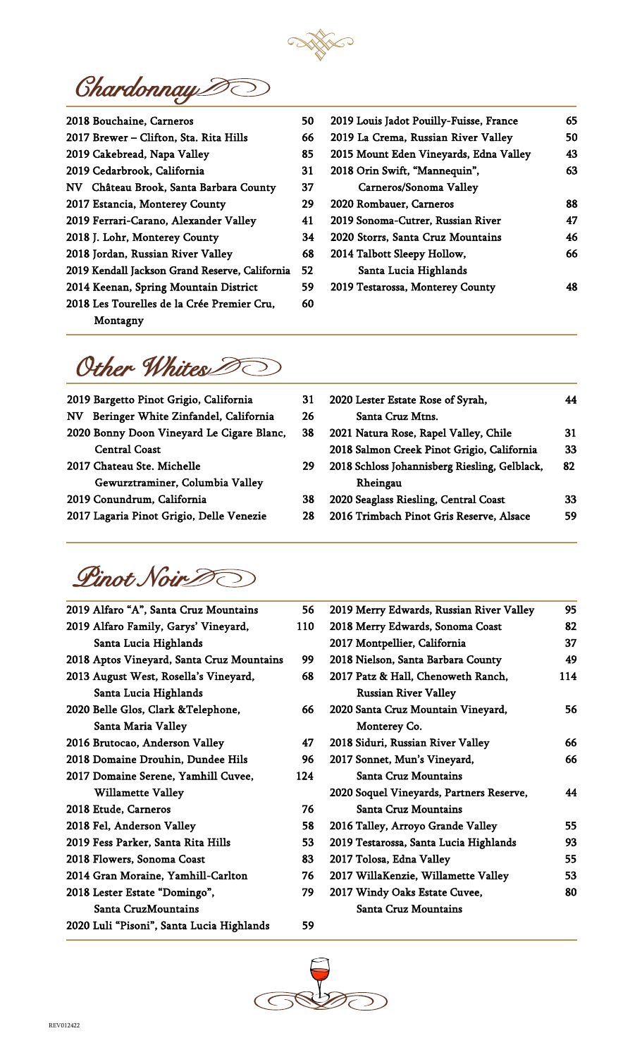## Chardonnay

| Wine | Price |
|---|---|
| 2018 Bouchaine, Carneros | 50 |
| 2017 Brewer – Clifton, Sta. Rita Hills | 66 |
| 2019 Cakebread, Napa Valley | 85 |
| 2019 Cedarbrook, California | 31 |
| NV Château Brook, Santa Barbara County | 37 |
| 2017 Estancia, Monterey County | 29 |
| 2019 Ferrari-Carano, Alexander Valley | 41 |
| 2018 J. Lohr, Monterey County | 34 |
| 2018 Jordan, Russian River Valley | 68 |
| 2019 Kendall Jackson Grand Reserve, California | 52 |
| 2014 Keenan, Spring Mountain District | 59 |
| 2018 Les Tourelles de la Crée Premier Cru, Montagny | 60 |
| 2019 Louis Jadot Pouilly-Fuisse, France | 65 |
| 2019 La Crema, Russian River Valley | 50 |
| 2015 Mount Eden Vineyards, Edna Valley | 43 |
| 2018 Orin Swift, "Mannequin", Carneros/Sonoma Valley | 63 |
| 2020 Rombauer, Carneros | 88 |
| 2019 Sonoma-Cutrer, Russian River | 47 |
| 2020 Storrs, Santa Cruz Mountains | 46 |
| 2014 Talbott Sleepy Hollow, Santa Lucia Highlands | 66 |
| 2019 Testarossa, Monterey County | 48 |

## Other Whites

| Wine | Price |
|---|---|
| 2019 Bargetto Pinot Grigio, California | 31 |
| NV Beringer White Zinfandel, California | 26 |
| 2020 Bonny Doon Vineyard Le Cigare Blanc, Central Coast | 38 |
| 2017 Chateau Ste. Michelle Gewurztraminer, Columbia Valley | 29 |
| 2019 Conundrum, California | 38 |
| 2017 Lagaria Pinot Grigio, Delle Venezie | 28 |
| 2020 Lester Estate Rose of Syrah, Santa Cruz Mtns. | 44 |
| 2021 Natura Rose, Rapel Valley, Chile | 31 |
| 2018 Salmon Creek Pinot Grigio, California | 33 |
| 2018 Schloss Johannisberg Riesling, Gelblack, Rheingau | 82 |
| 2020 Seaglass Riesling, Central Coast | 33 |
| 2016 Trimbach Pinot Gris Reserve, Alsace | 59 |

## Pinot Noir

| Wine | Price |
|---|---|
| 2019 Alfaro "A", Santa Cruz Mountains | 56 |
| 2019 Alfaro Family, Garys' Vineyard, Santa Lucia Highlands | 110 |
| 2018 Aptos Vineyard, Santa Cruz Mountains | 99 |
| 2013 August West, Rosella's Vineyard, Santa Lucia Highlands | 68 |
| 2020 Belle Glos, Clark &Telephone, Santa Maria Valley | 66 |
| 2016 Brutocao, Anderson Valley | 47 |
| 2018 Domaine Drouhin, Dundee Hils | 96 |
| 2017 Domaine Serene, Yamhill Cuvee, Willamette Valley | 124 |
| 2018 Etude, Carneros | 76 |
| 2018 Fel, Anderson Valley | 58 |
| 2019 Fess Parker, Santa Rita Hills | 53 |
| 2018 Flowers, Sonoma Coast | 83 |
| 2014 Gran Moraine, Yamhill-Carlton | 76 |
| 2018 Lester Estate "Domingo", Santa CruzMountains | 79 |
| 2020 Luli "Pisoni", Santa Lucia Highlands | 59 |
| 2019 Merry Edwards, Russian River Valley | 95 |
| 2018 Merry Edwards, Sonoma Coast | 82 |
| 2017 Montpellier, California | 37 |
| 2018 Nielson, Santa Barbara County | 49 |
| 2017 Patz & Hall, Chenoweth Ranch, Russian River Valley | 114 |
| 2020 Santa Cruz Mountain Vineyard, Monterey Co. | 56 |
| 2018 Siduri, Russian River Valley | 66 |
| 2017 Sonnet, Mun's Vineyard, Santa Cruz Mountains | 66 |
| 2020 Soquel Vineyards, Partners Reserve, Santa Cruz Mountains | 44 |
| 2016 Talley, Arroyo Grande Valley | 55 |
| 2019 Testarossa, Santa Lucia Highlands | 93 |
| 2017 Tolosa, Edna Valley | 55 |
| 2017 WillaKenzie, Willamette Valley | 53 |
| 2017 Windy Oaks Estate Cuvee, Santa Cruz Mountains | 80 |

REV012422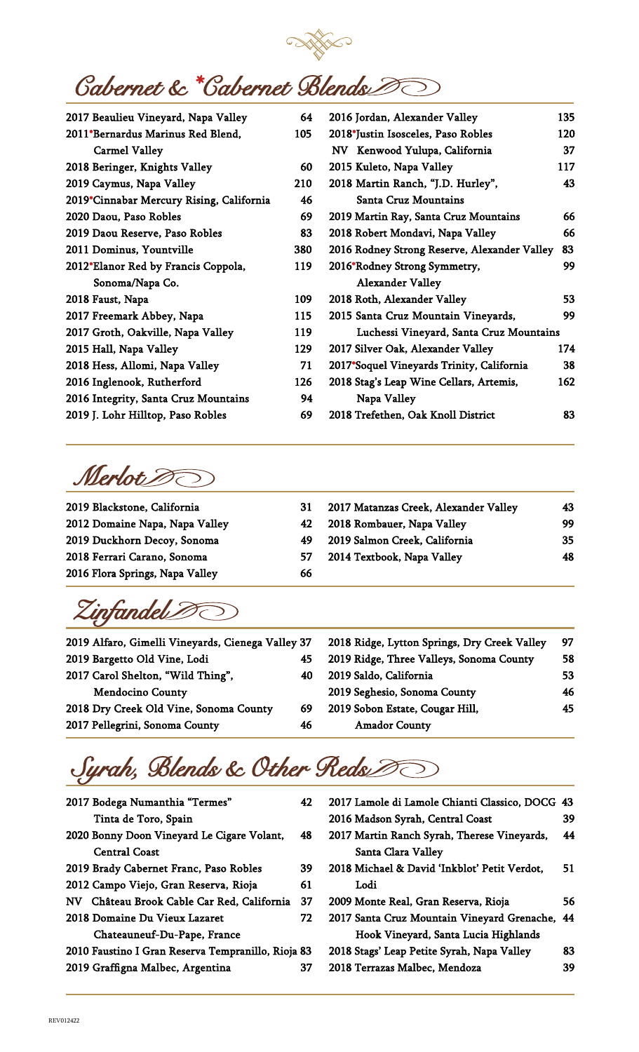## Cabernet & *Cabernet Blends

2017 Beaulieu Vineyard, Napa Valley 64
2011*Bernardus Marinus Red Blend, Carmel Valley 105
2018 Beringer, Knights Valley 60
2019 Caymus, Napa Valley 210
2019*Cinnabar Mercury Rising, California 46
2020 Daou, Paso Robles 69
2019 Daou Reserve, Paso Robles 83
2011 Dominus, Yountville 380
2012*Elanor Red by Francis Coppola, Sonoma/Napa Co. 119
2018 Faust, Napa 109
2017 Freemark Abbey, Napa 115
2017 Groth, Oakville, Napa Valley 119
2015 Hall, Napa Valley 129
2018 Hess, Allomi, Napa Valley 71
2016 Inglenook, Rutherford 126
2016 Integrity, Santa Cruz Mountains 94
2019 J. Lohr Hilltop, Paso Robles 69
2016 Jordan, Alexander Valley 135
2018*Justin Isosceles, Paso Robles 120
NV Kenwood Yulupa, California 37
2015 Kuleto, Napa Valley 117
2018 Martin Ranch, "J.D. Hurley", Santa Cruz Mountains 43
2019 Martin Ray, Santa Cruz Mountains 66
2018 Robert Mondavi, Napa Valley 66
2016 Rodney Strong Reserve, Alexander Valley 83
2016*Rodney Strong Symmetry, Alexander Valley 99
2018 Roth, Alexander Valley 53
2015 Santa Cruz Mountain Vineyards, Luchessi Vineyard, Santa Cruz Mountains 99
2017 Silver Oak, Alexander Valley 174
2017*Soquel Vineyards Trinity, California 38
2018 Stag's Leap Wine Cellars, Artemis, Napa Valley 162
2018 Trefethen, Oak Knoll District 83

## Merlot

2019 Blackstone, California 31
2012 Domaine Napa, Napa Valley 42
2019 Duckhorn Decoy, Sonoma 49
2018 Ferrari Carano, Sonoma 57
2016 Flora Springs, Napa Valley 66
2017 Matanzas Creek, Alexander Valley 43
2018 Rombauer, Napa Valley 99
2019 Salmon Creek, California 35
2014 Textbook, Napa Valley 48

## Zinfandel

2019 Alfaro, Gimelli Vineyards, Cienega Valley 37
2019 Bargetto Old Vine, Lodi 45
2017 Carol Shelton, "Wild Thing", Mendocino County 40
2018 Dry Creek Old Vine, Sonoma County 69
2017 Pellegrini, Sonoma County 46
2018 Ridge, Lytton Springs, Dry Creek Valley 97
2019 Ridge, Three Valleys, Sonoma County 58
2019 Saldo, California 53
2019 Seghesio, Sonoma County 46
2019 Sobon Estate, Cougar Hill, Amador County 45

## Syrah, Blends & Other Reds

2017 Bodega Numanthia "Termes" Tinta de Toro, Spain 42
2020 Bonny Doon Vineyard Le Cigare Volant, Central Coast 48
2019 Brady Cabernet Franc, Paso Robles 39
2012 Campo Viejo, Gran Reserva, Rioja 61
NV Château Brook Cable Car Red, California 37
2018 Domaine Du Vieux Lazaret Chateauneuf-Du-Pape, France 72
2010 Faustino I Gran Reserva Tempranillo, Rioja 83
2019 Graffigna Malbec, Argentina 37
2017 Lamole di Lamole Chianti Classico, DOCG 43
2016 Madson Syrah, Central Coast 39
2017 Martin Ranch Syrah, Therese Vineyards, Santa Clara Valley 44
2018 Michael & David 'Inkblot' Petit Verdot, Lodi 51
2009 Monte Real, Gran Reserva, Rioja 56
2017 Santa Cruz Mountain Vineyard Grenache, Hook Vineyard, Santa Lucia Highlands 44
2018 Stags' Leap Petite Syrah, Napa Valley 83
2018 Terrazas Malbec, Mendoza 39

REV012422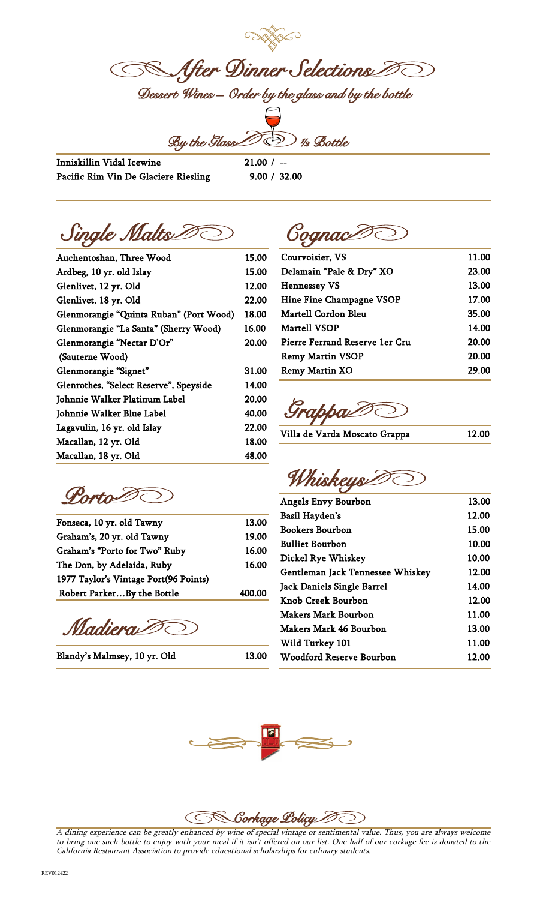# After Dinner Selections

## Dessert Wines – Order by the glass and by the bottle

| | By the Glass | ½ Bottle |
|---|---|---|
| Inniskillin Vidal Icewine | 21.00 | -- |
| Pacific Rim Vin De Glaciere Riesling | 9.00 | 32.00 |

## Single Malts

| | |
|---|---|
| Auchentoshan, Three Wood | 15.00 |
| Ardbeg, 10 yr. old Islay | 15.00 |
| Glenlivet, 12 yr. Old | 12.00 |
| Glenlivet, 18 yr. Old | 22.00 |
| Glenmorangie "Quinta Ruban" (Port Wood) | 18.00 |
| Glenmorangie "La Santa" (Sherry Wood) | 16.00 |
| Glenmorangie "Nectar D'Or" (Sauterne Wood) | 20.00 |
| Glenmorangie "Signet" | 31.00 |
| Glenrothes, "Select Reserve", Speyside | 14.00 |
| Johnnie Walker Platinum Label | 20.00 |
| Johnnie Walker Blue Label | 40.00 |
| Lagavulin, 16 yr. old Islay | 22.00 |
| Macallan, 12 yr. Old | 18.00 |
| Macallan, 18 yr. Old | 48.00 |

## Porto

| | |
|---|---|
| Fonseca, 10 yr. old Tawny | 13.00 |
| Graham's, 20 yr. old Tawny | 19.00 |
| Graham's "Porto for Two" Ruby | 16.00 |
| The Don, by Adelaida, Ruby | 16.00 |
| 1977 Taylor's Vintage Port(96 Points) Robert Parker…By the Bottle | 400.00 |

## Madiera

| | |
|---|---|
| Blandy's Malmsey, 10 yr. Old | 13.00 |

## Cognac

| | |
|---|---|
| Courvoisier, VS | 11.00 |
| Delamain "Pale & Dry" XO | 23.00 |
| Hennessey VS | 13.00 |
| Hine Fine Champagne VSOP | 17.00 |
| Martell Cordon Bleu | 35.00 |
| Martell VSOP | 14.00 |
| Pierre Ferrand Reserve 1er Cru | 20.00 |
| Remy Martin VSOP | 20.00 |
| Remy Martin XO | 29.00 |

## Grappa

| | |
|---|---|
| Villa de Varda Moscato Grappa | 12.00 |

## Whiskeys

| | |
|---|---|
| Angels Envy Bourbon | 13.00 |
| Basil Hayden's | 12.00 |
| Bookers Bourbon | 15.00 |
| Bulliet Bourbon | 10.00 |
| Dickel Rye Whiskey | 10.00 |
| Gentleman Jack Tennessee Whiskey | 12.00 |
| Jack Daniels Single Barrel | 14.00 |
| Knob Creek Bourbon | 12.00 |
| Makers Mark Bourbon | 11.00 |
| Makers Mark 46 Bourbon | 13.00 |
| Wild Turkey 101 | 11.00 |
| Woodford Reserve Bourbon | 12.00 |

## Corkage Policy

*A dining experience can be greatly enhanced by wine of special vintage or sentimental value. Thus, you are always welcome to bring one such bottle to enjoy with your meal if it isn't offered on our list. One half of our corkage fee is donated to the California Restaurant Association to provide educational scholarships for culinary students.*

REV012422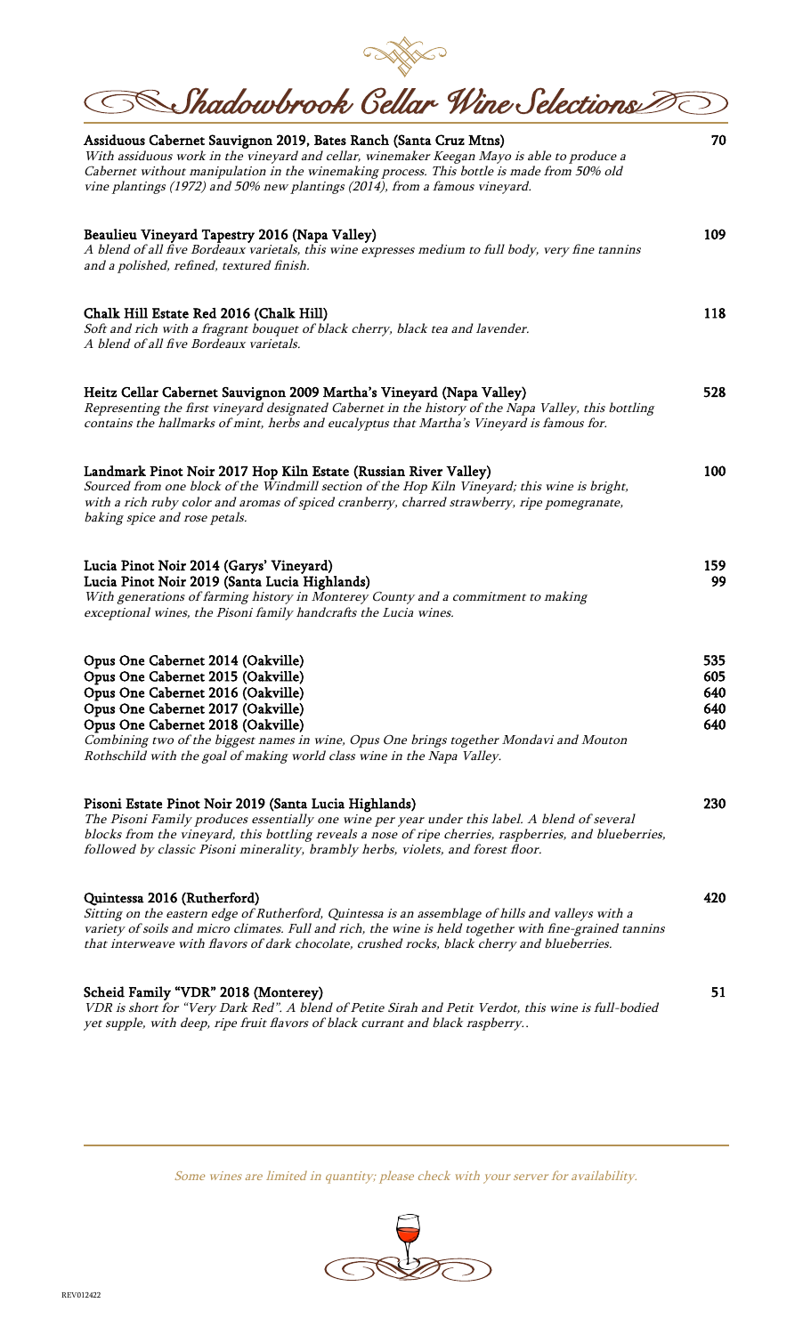# Shadowbrook Cellar Wine Selections

**Assiduous Cabernet Sauvignon 2019, Bates Ranch (Santa Cruz Mtns)** 70
*With assiduous work in the vineyard and cellar, winemaker Keegan Mayo is able to produce a Cabernet without manipulation in the winemaking process. This bottle is made from 50% old vine plantings (1972) and 50% new plantings (2014), from a famous vineyard.*

**Beaulieu Vineyard Tapestry 2016 (Napa Valley)** 109
*A blend of all five Bordeaux varietals, this wine expresses medium to full body, very fine tannins and a polished, refined, textured finish.*

**Chalk Hill Estate Red 2016 (Chalk Hill)** 118
*Soft and rich with a fragrant bouquet of black cherry, black tea and lavender. A blend of all five Bordeaux varietals.*

**Heitz Cellar Cabernet Sauvignon 2009 Martha's Vineyard (Napa Valley)** 528
*Representing the first vineyard designated Cabernet in the history of the Napa Valley, this bottling contains the hallmarks of mint, herbs and eucalyptus that Martha's Vineyard is famous for.*

**Landmark Pinot Noir 2017 Hop Kiln Estate (Russian River Valley)** 100
*Sourced from one block of the Windmill section of the Hop Kiln Vineyard; this wine is bright, with a rich ruby color and aromas of spiced cranberry, charred strawberry, ripe pomegranate, baking spice and rose petals.*

**Lucia Pinot Noir 2014 (Garys' Vineyard)** 159
**Lucia Pinot Noir 2019 (Santa Lucia Highlands)** 99
*With generations of farming history in Monterey County and a commitment to making exceptional wines, the Pisoni family handcrafts the Lucia wines.*

**Opus One Cabernet 2014 (Oakville)** 535
**Opus One Cabernet 2015 (Oakville)** 605
**Opus One Cabernet 2016 (Oakville)** 640
**Opus One Cabernet 2017 (Oakville)** 640
**Opus One Cabernet 2018 (Oakville)** 640
*Combining two of the biggest names in wine, Opus One brings together Mondavi and Mouton Rothschild with the goal of making world class wine in the Napa Valley.*

**Pisoni Estate Pinot Noir 2019 (Santa Lucia Highlands)** 230
*The Pisoni Family produces essentially one wine per year under this label. A blend of several blocks from the vineyard, this bottling reveals a nose of ripe cherries, raspberries, and blueberries, followed by classic Pisoni minerality, brambly herbs, violets, and forest floor.*

**Quintessa 2016 (Rutherford)** 420
*Sitting on the eastern edge of Rutherford, Quintessa is an assemblage of hills and valleys with a variety of soils and micro climates. Full and rich, the wine is held together with fine-grained tannins that interweave with flavors of dark chocolate, crushed rocks, black cherry and blueberries.*

**Scheid Family "VDR" 2018 (Monterey)** 51
*VDR is short for "Very Dark Red". A blend of Petite Sirah and Petit Verdot, this wine is full-bodied yet supple, with deep, ripe fruit flavors of black currant and black raspberry..*

*Some wines are limited in quantity; please check with your server for availability.*

REV012422